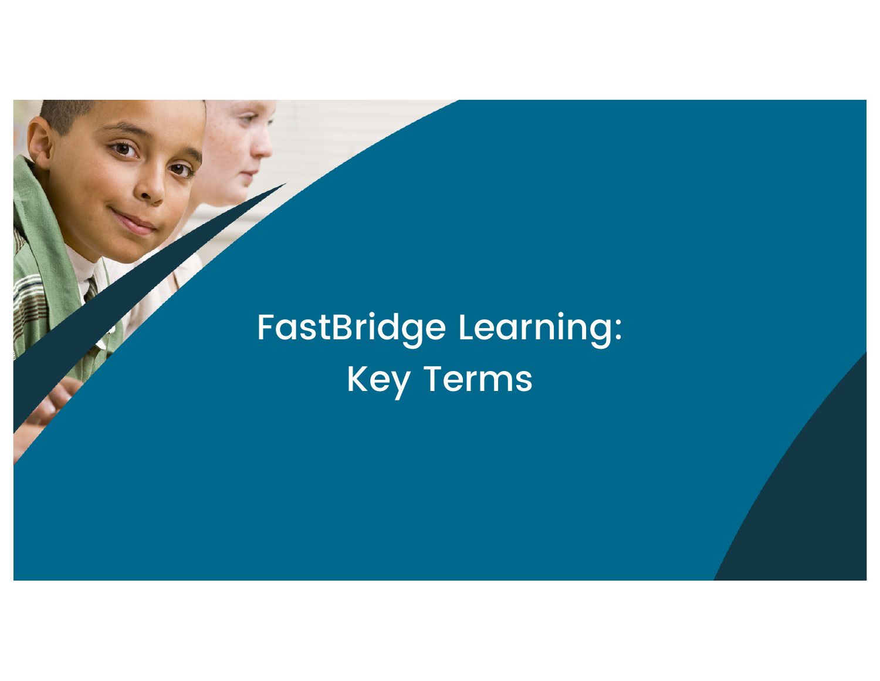# FastBridge Learning: Key Terms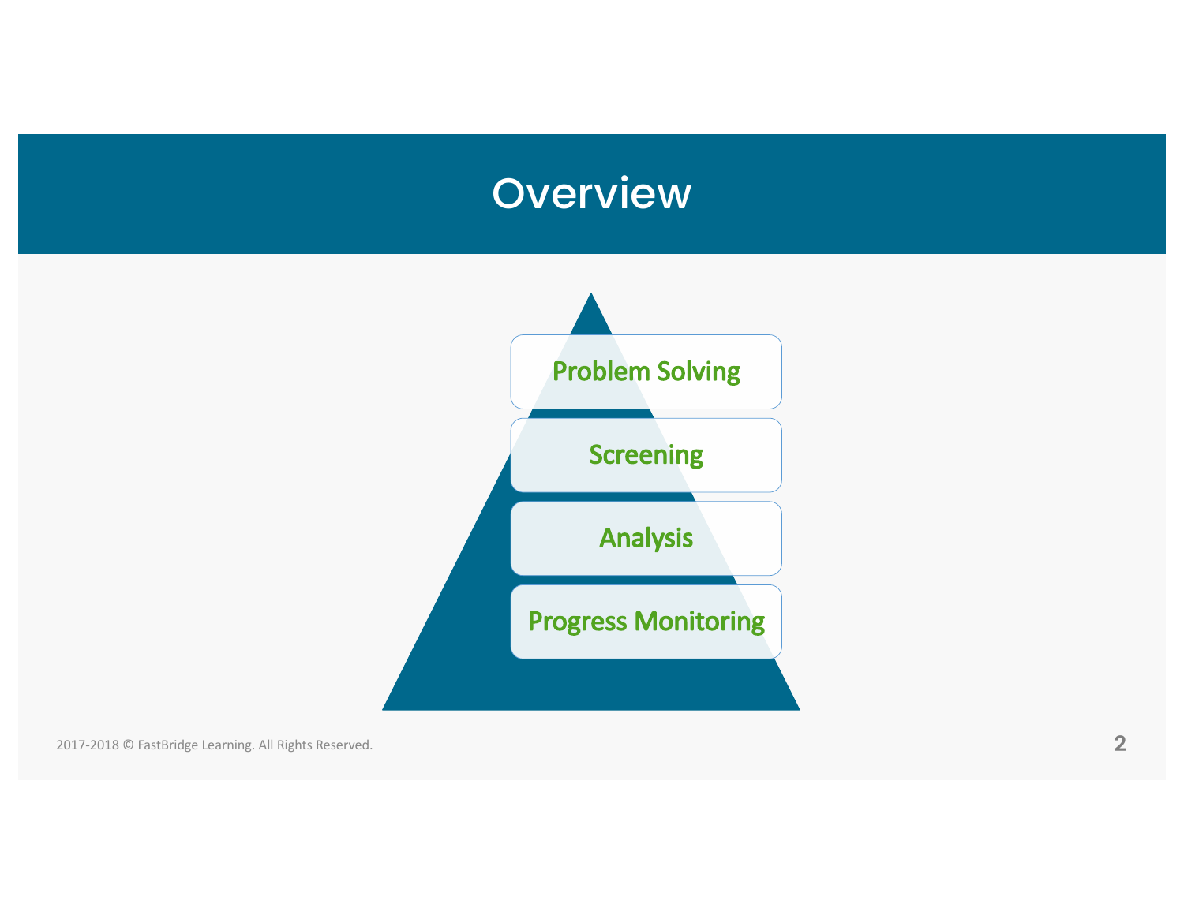# Overview

- Problem Solving
- Screening
- Analysis
- Progress Monitoring

2017-2018 © FastBridge Learning. All Rights Reserved.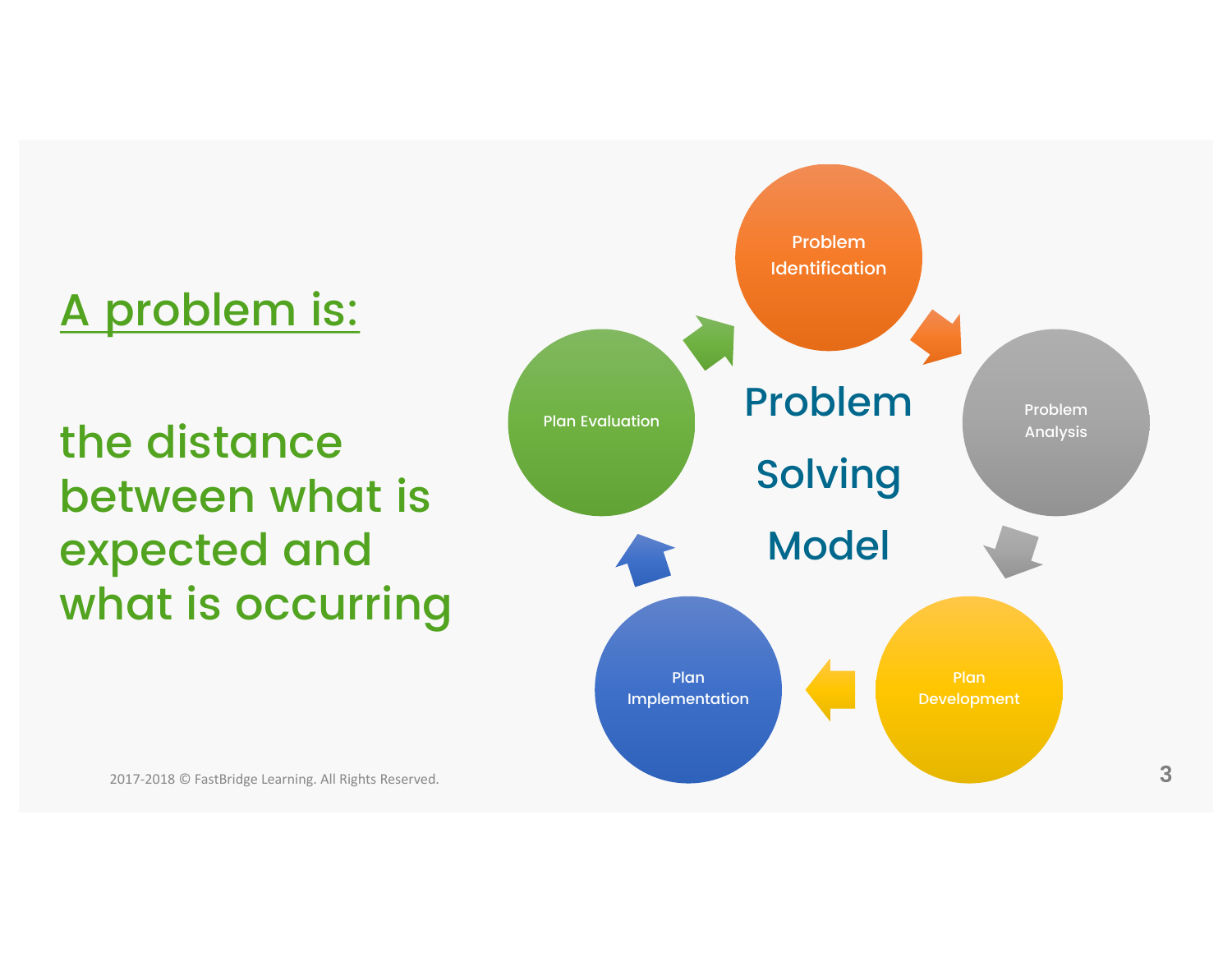## A problem is:

the distance between what is expected and what is occurring

**Problem Solving Model**

- Problem Identification
- Problem Analysis
- Plan Development
- Plan Implementation
- Plan Evaluation

2017-2018 © FastBridge Learning. All Rights Reserved.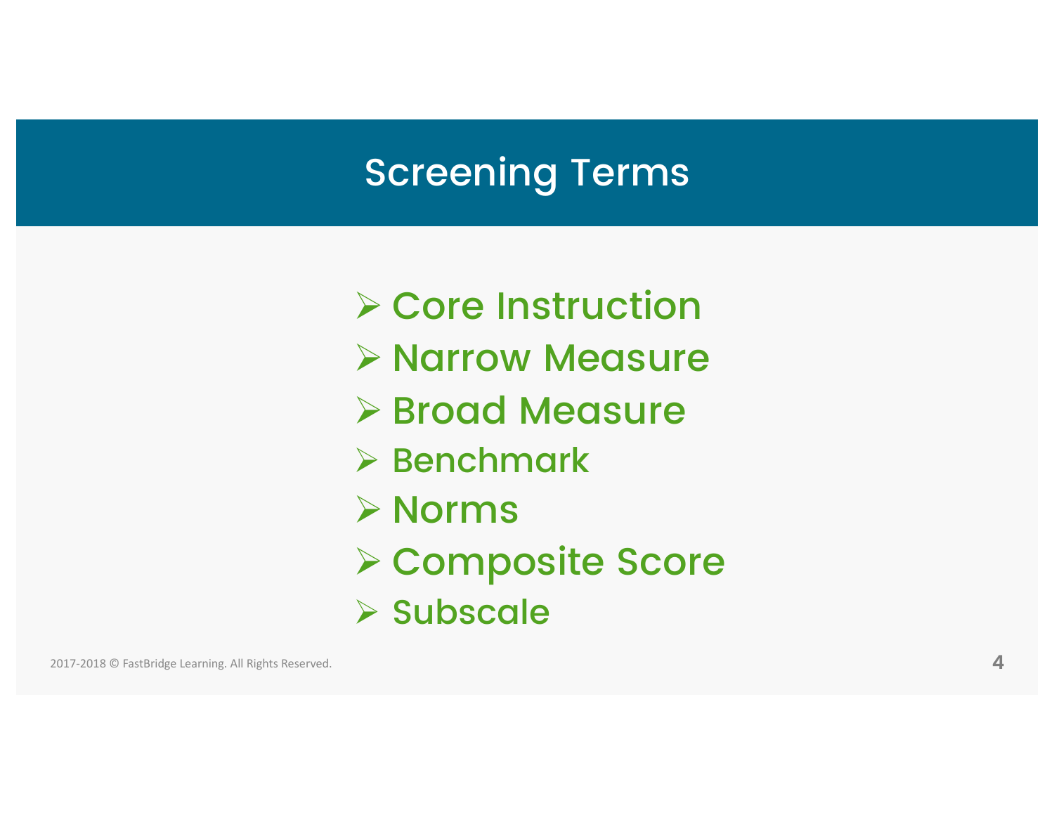# Screening Terms

- Core Instruction
- Narrow Measure
- Broad Measure
- Benchmark
- Norms
- Composite Score
- Subscale

2017-2018 © FastBridge Learning. All Rights Reserved.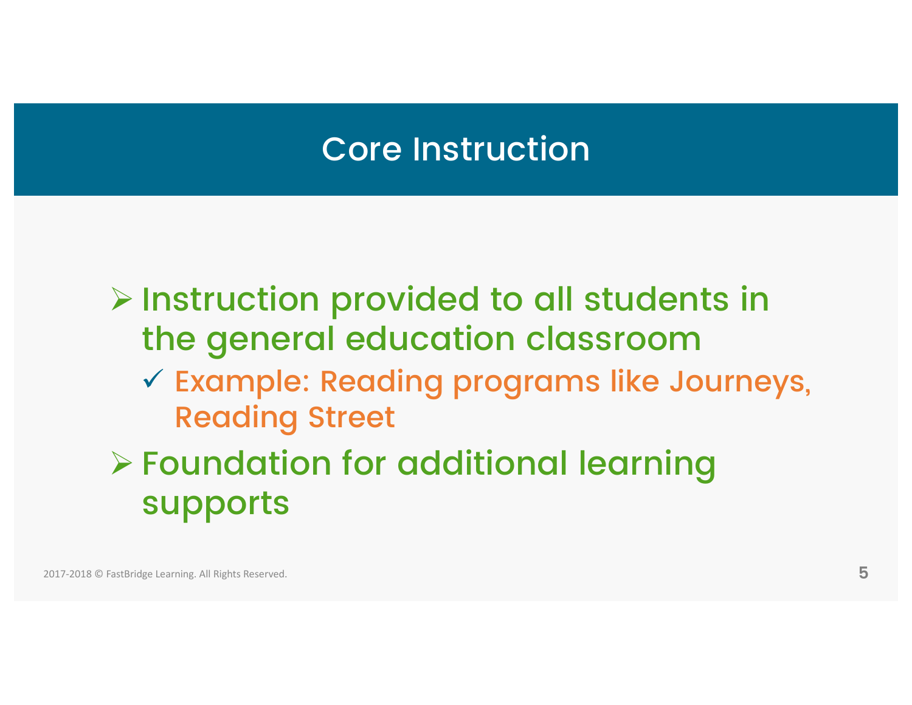# Core Instruction

- Instruction provided to all students in the general education classroom
  - Example: Reading programs like Journeys, Reading Street
- Foundation for additional learning supports

2017-2018 © FastBridge Learning. All Rights Reserved.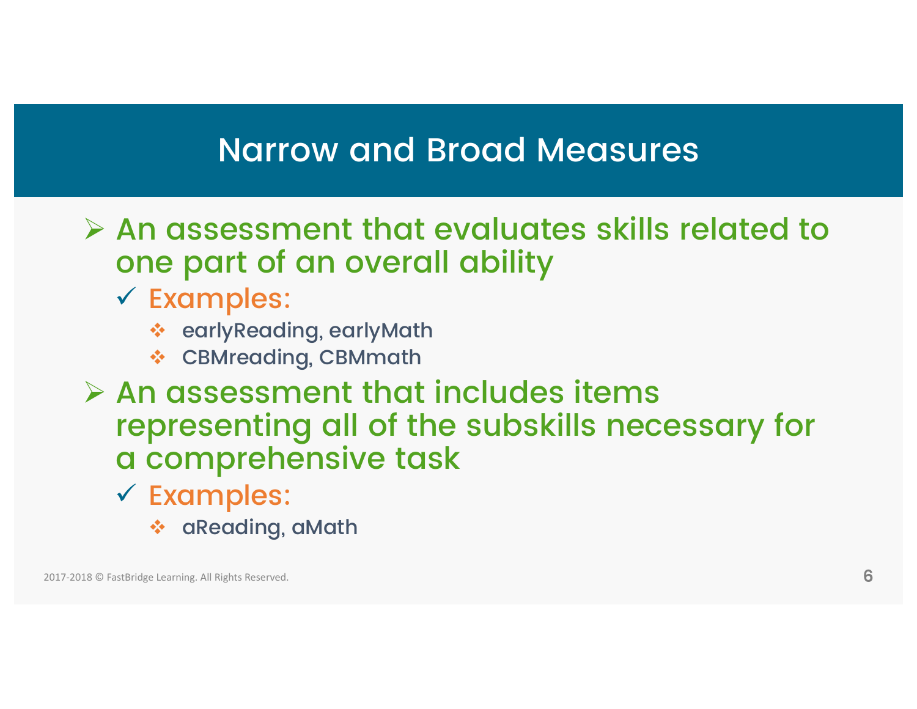# Narrow and Broad Measures

- An assessment that evaluates skills related to one part of an overall ability
  - Examples:
    - earlyReading, earlyMath
    - CBMreading, CBMmath
- An assessment that includes items representing all of the subskills necessary for a comprehensive task
  - Examples:
    - aReading, aMath

2017-2018 © FastBridge Learning. All Rights Reserved.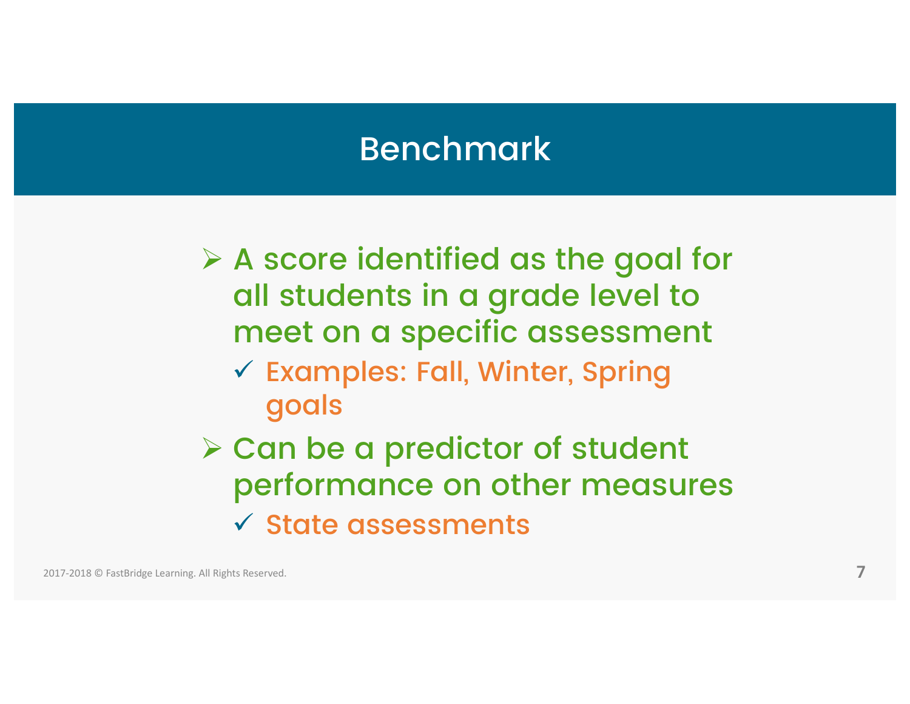# Benchmark

- A score identified as the goal for all students in a grade level to meet on a specific assessment
  - Examples: Fall, Winter, Spring goals
- Can be a predictor of student performance on other measures
  - State assessments

2017-2018 © FastBridge Learning. All Rights Reserved.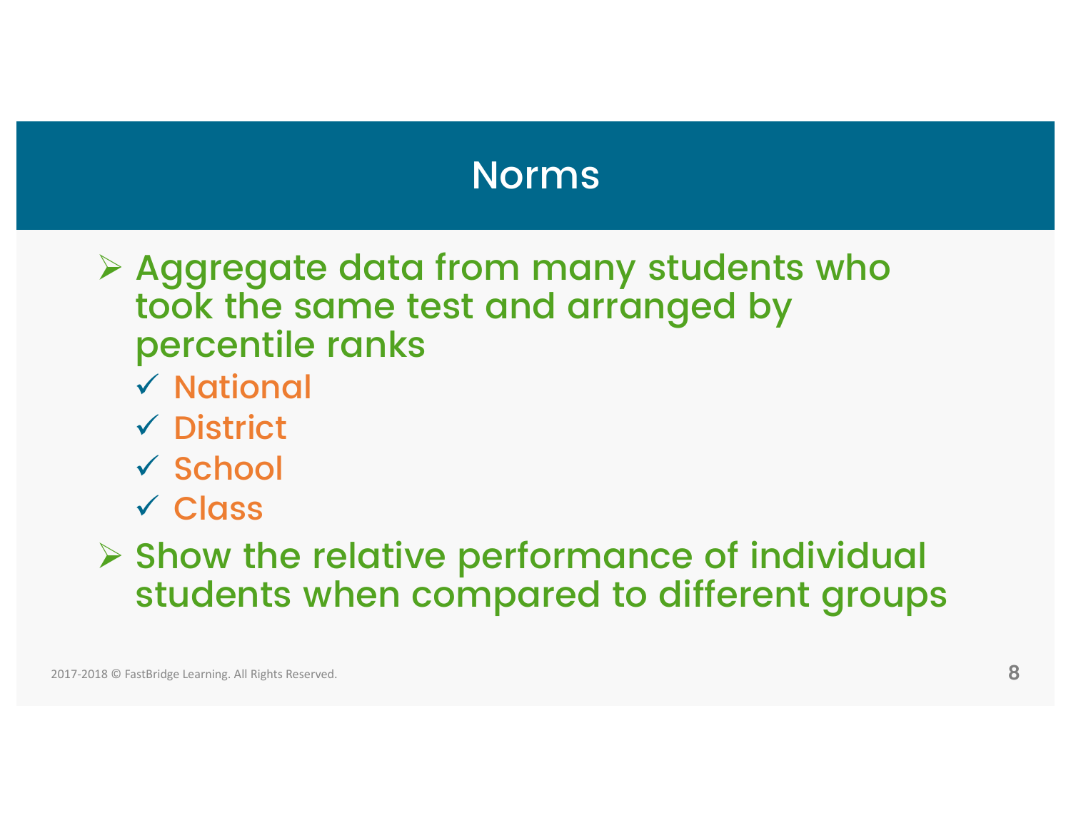# Norms

- Aggregate data from many students who took the same test and arranged by percentile ranks
  - ✓ National
  - ✓ District
  - ✓ School
  - ✓ Class
- Show the relative performance of individual students when compared to different groups

2017-2018 © FastBridge Learning. All Rights Reserved.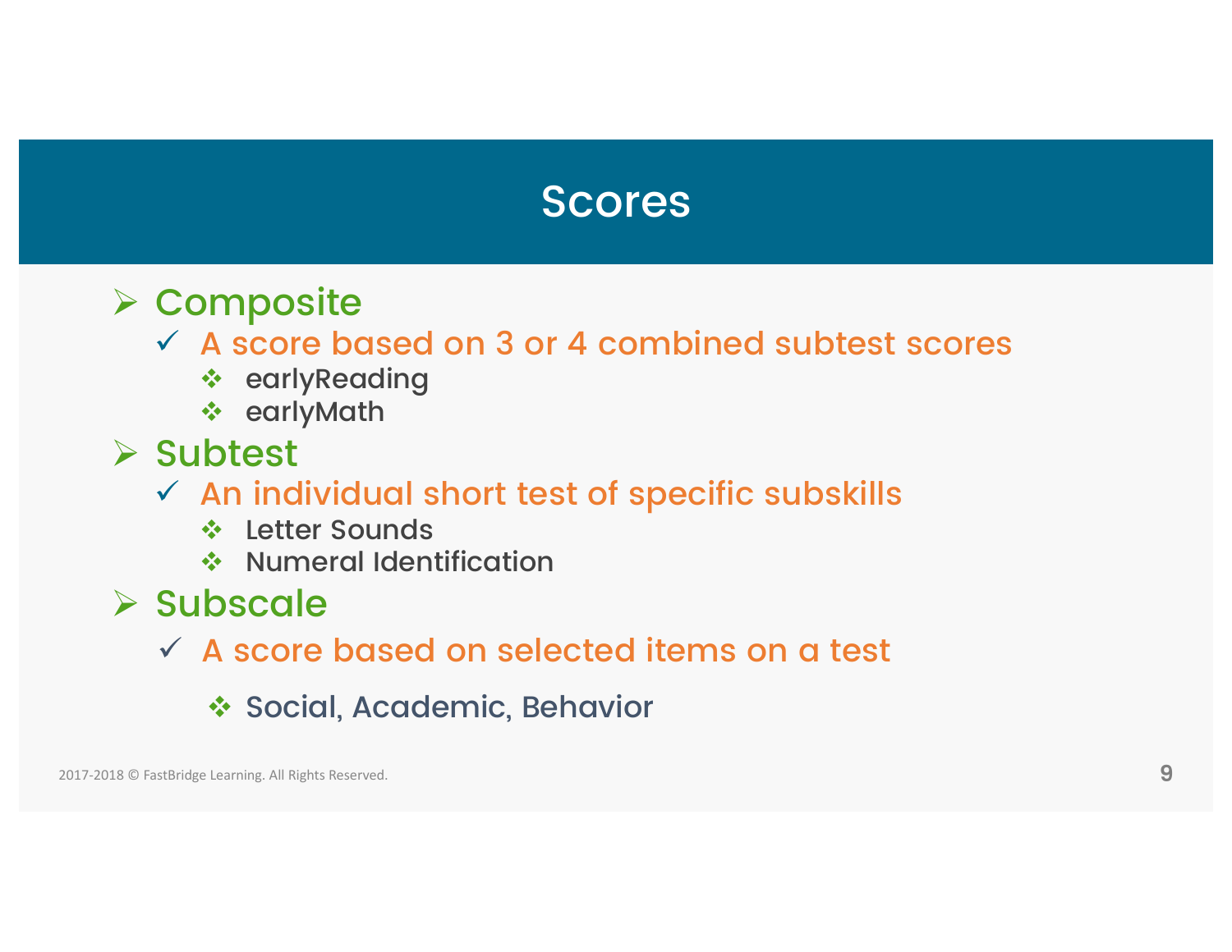# Scores

- Composite
  - A score based on 3 or 4 combined subtest scores
    - earlyReading
    - earlyMath
- Subtest
  - An individual short test of specific subskills
    - Letter Sounds
    - Numeral Identification
- Subscale
  - A score based on selected items on a test
    - Social, Academic, Behavior

2017-2018 © FastBridge Learning. All Rights Reserved.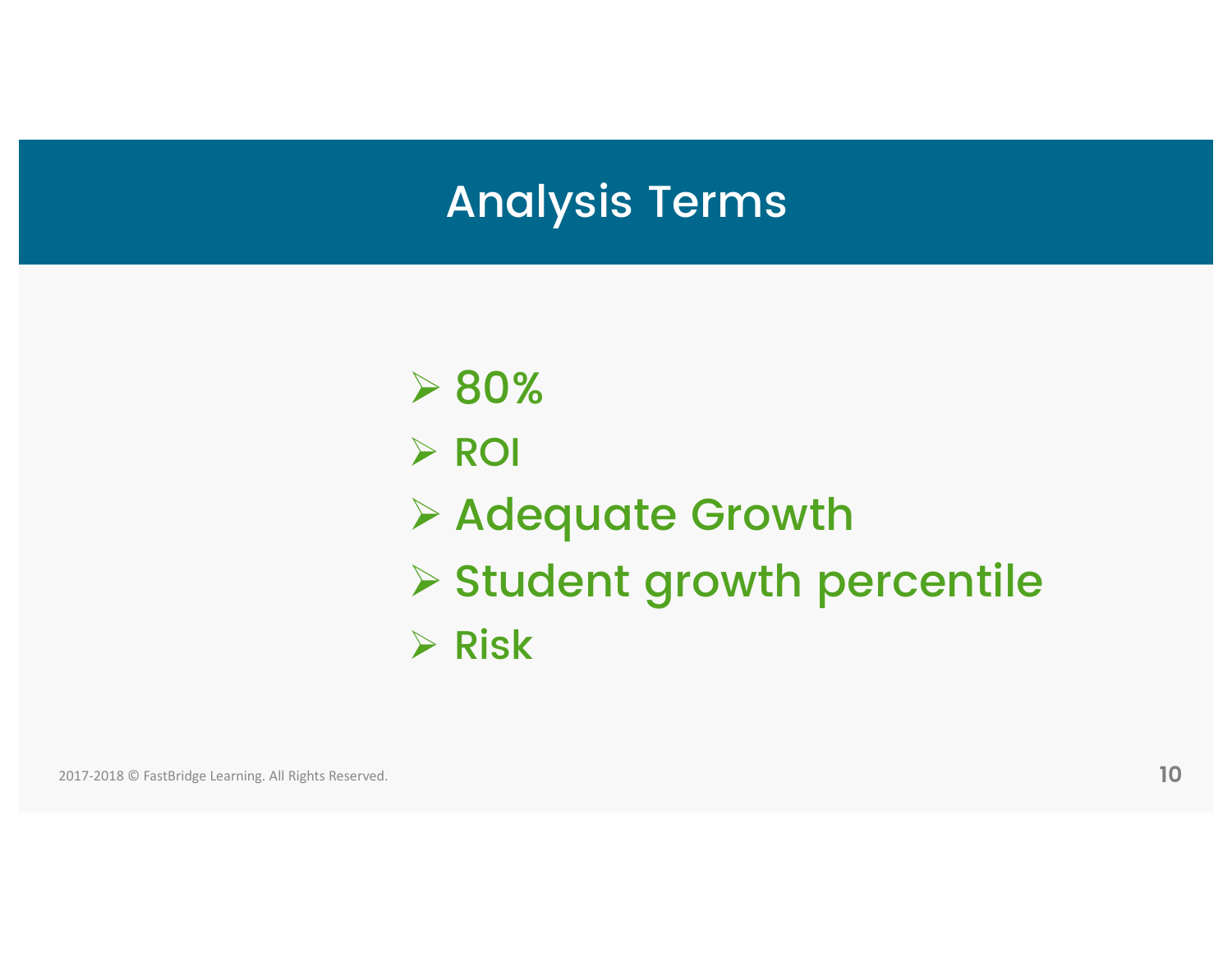# Analysis Terms

- 80%
- ROI
- Adequate Growth
- Student growth percentile
- Risk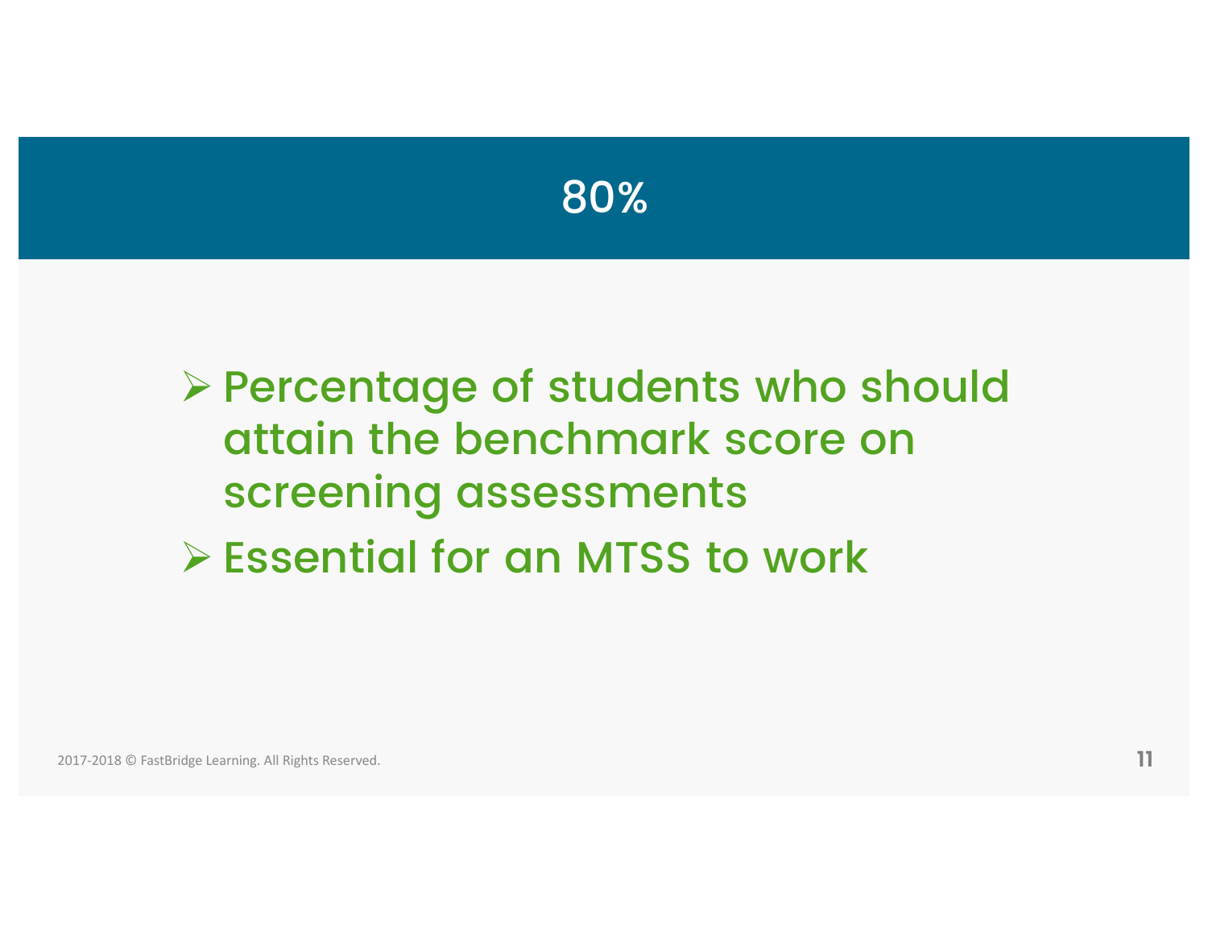# 80%

- Percentage of students who should attain the benchmark score on screening assessments
- Essential for an MTSS to work

2017-2018 © FastBridge Learning. All Rights Reserved.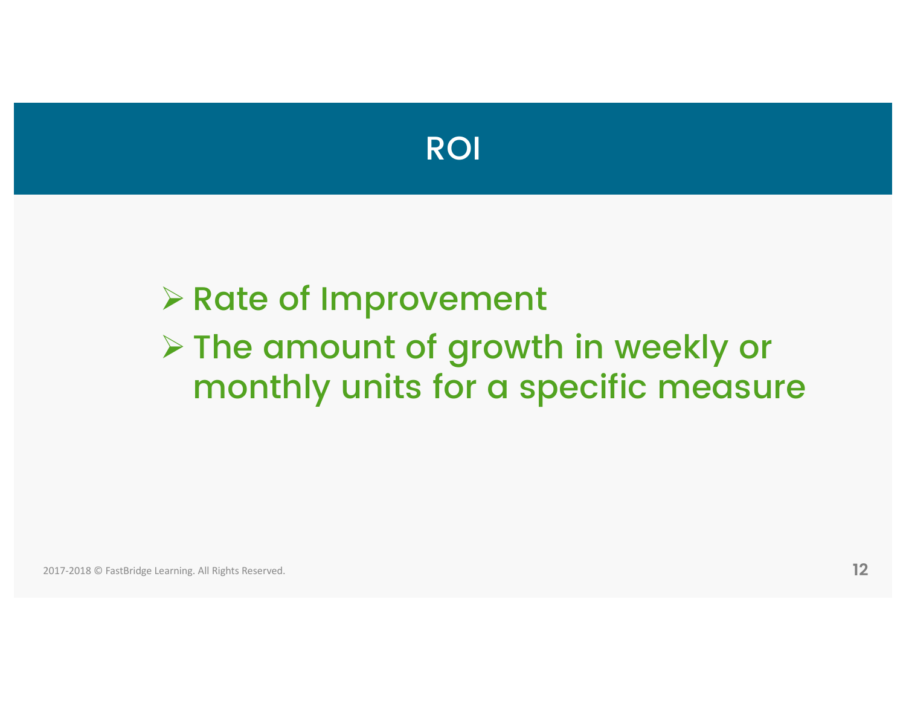# ROI

- Rate of Improvement
- The amount of growth in weekly or monthly units for a specific measure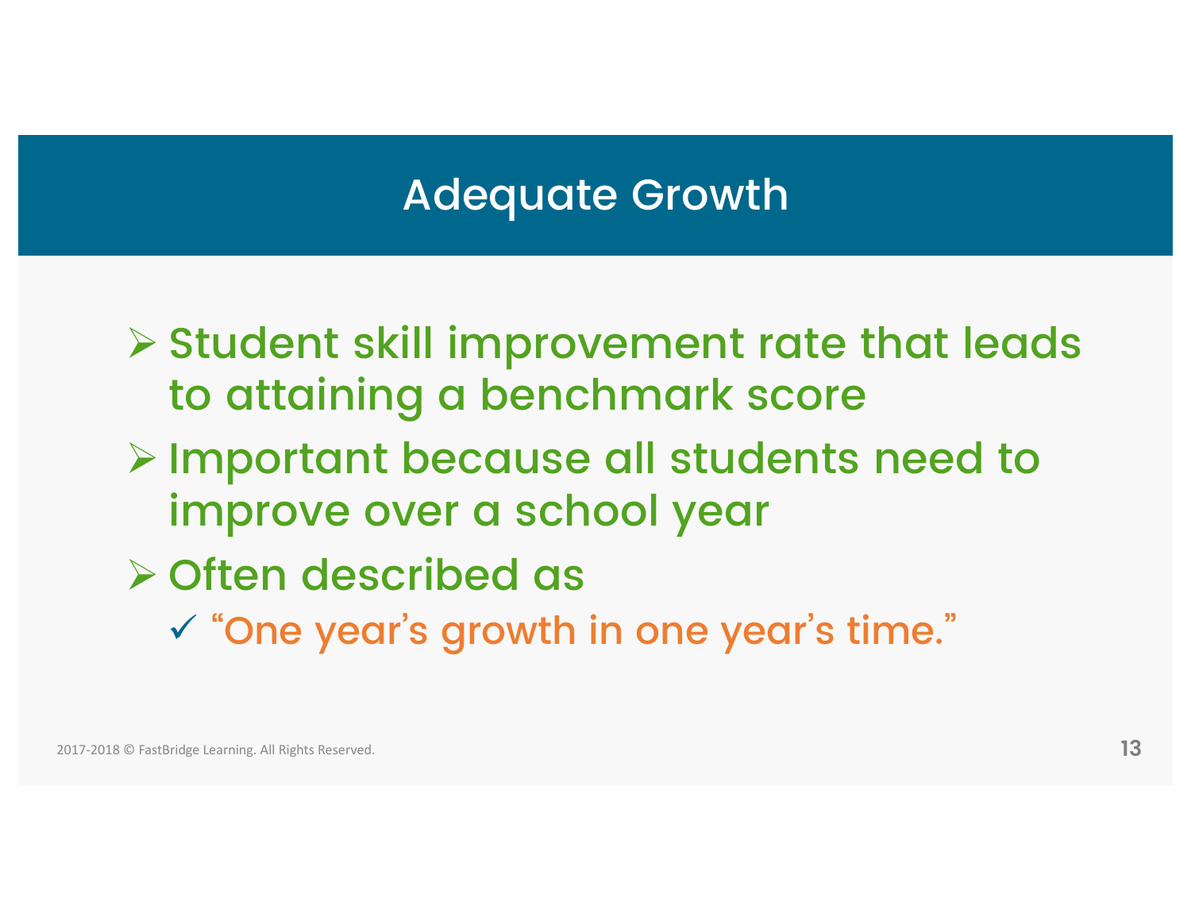# Adequate Growth

- Student skill improvement rate that leads to attaining a benchmark score
- Important because all students need to improve over a school year
- Often described as
  - ✓ "One year's growth in one year's time."

2017-2018 © FastBridge Learning. All Rights Reserved.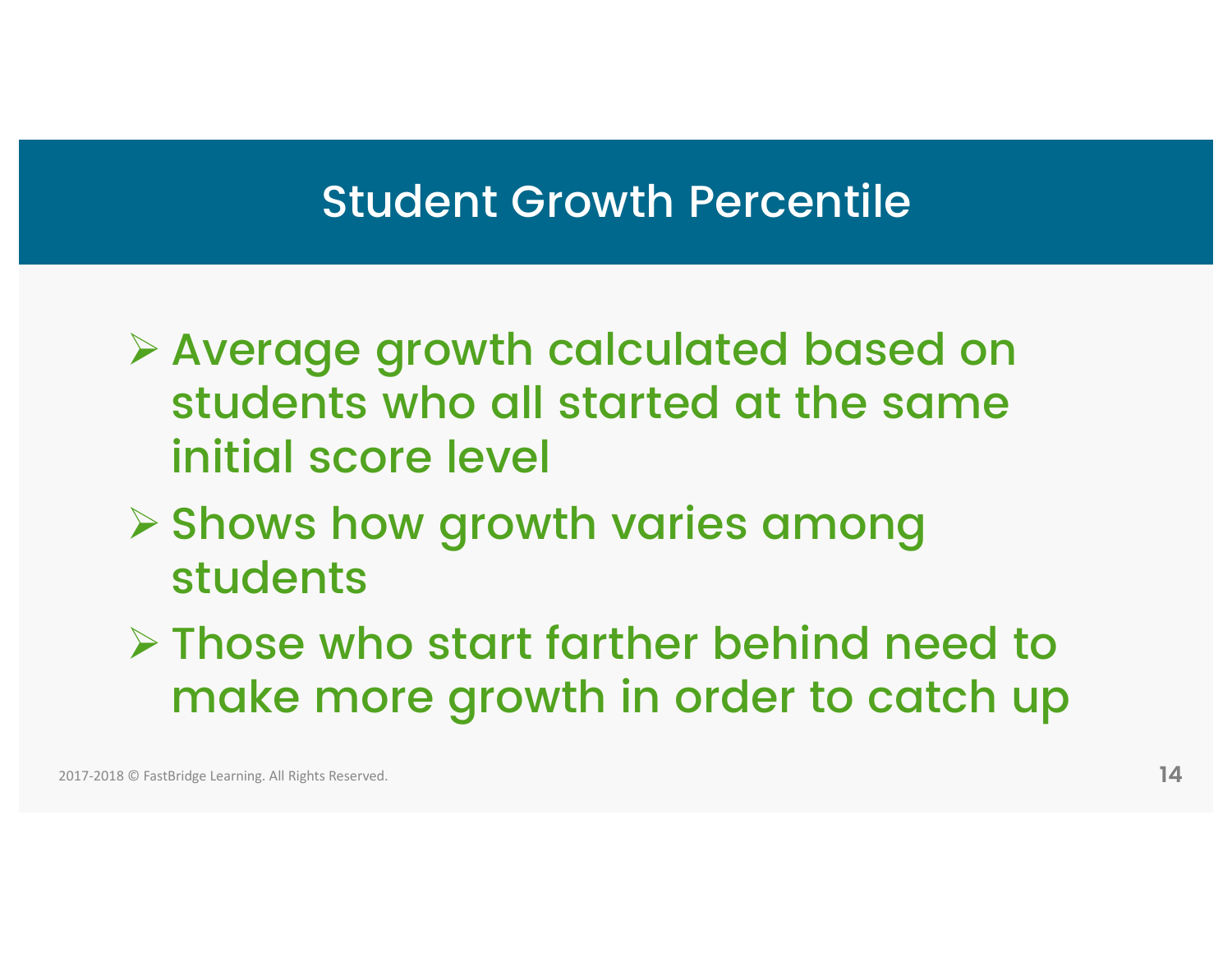# Student Growth Percentile

- Average growth calculated based on students who all started at the same initial score level
- Shows how growth varies among students
- Those who start farther behind need to make more growth in order to catch up

2017-2018 © FastBridge Learning. All Rights Reserved.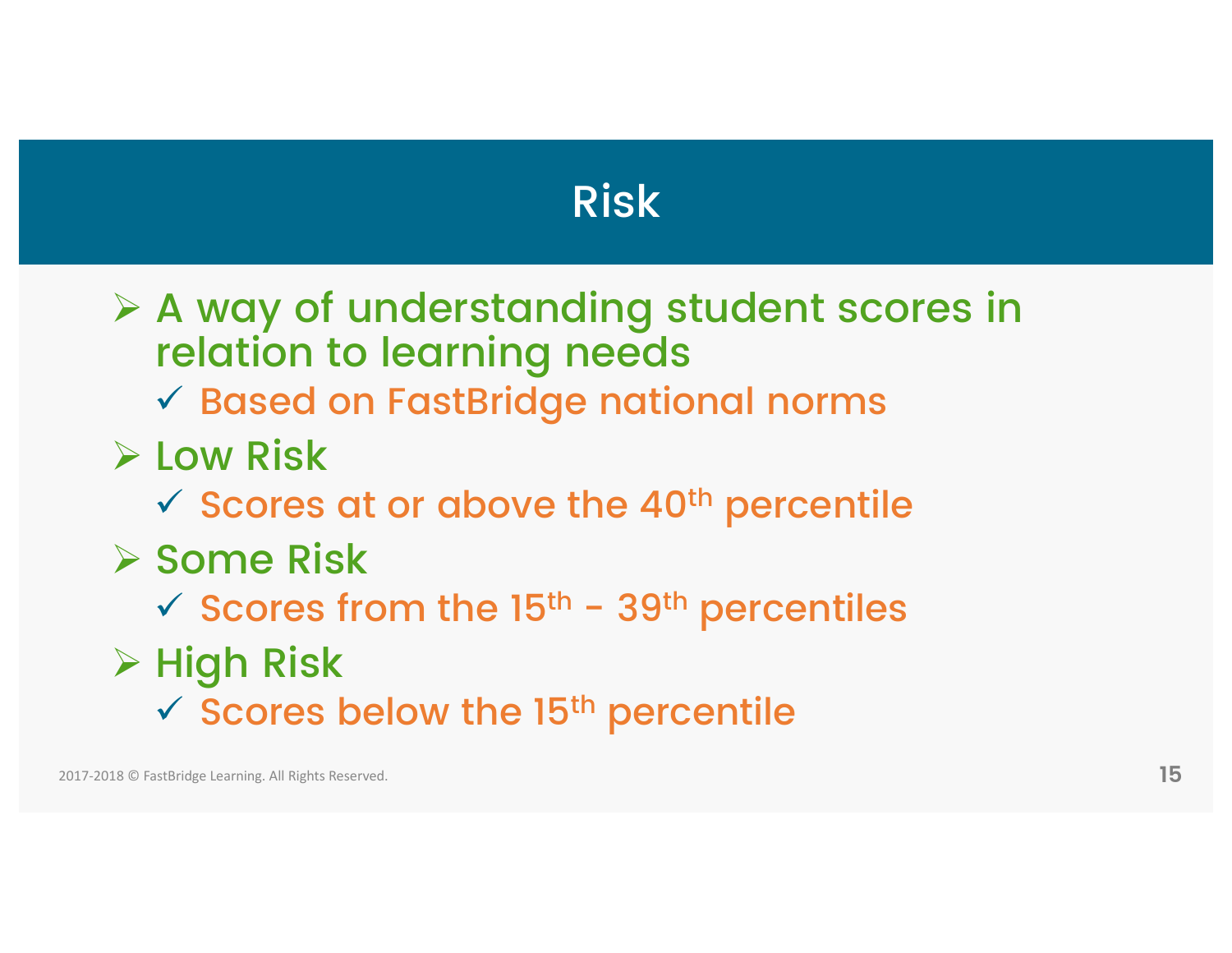# Risk

- A way of understanding student scores in relation to learning needs
  - ✓ Based on FastBridge national norms
- Low Risk
  - ✓ Scores at or above the 40th percentile
- Some Risk
  - ✓ Scores from the 15th - 39th percentiles
- High Risk
  - ✓ Scores below the 15th percentile

2017-2018 © FastBridge Learning. All Rights Reserved.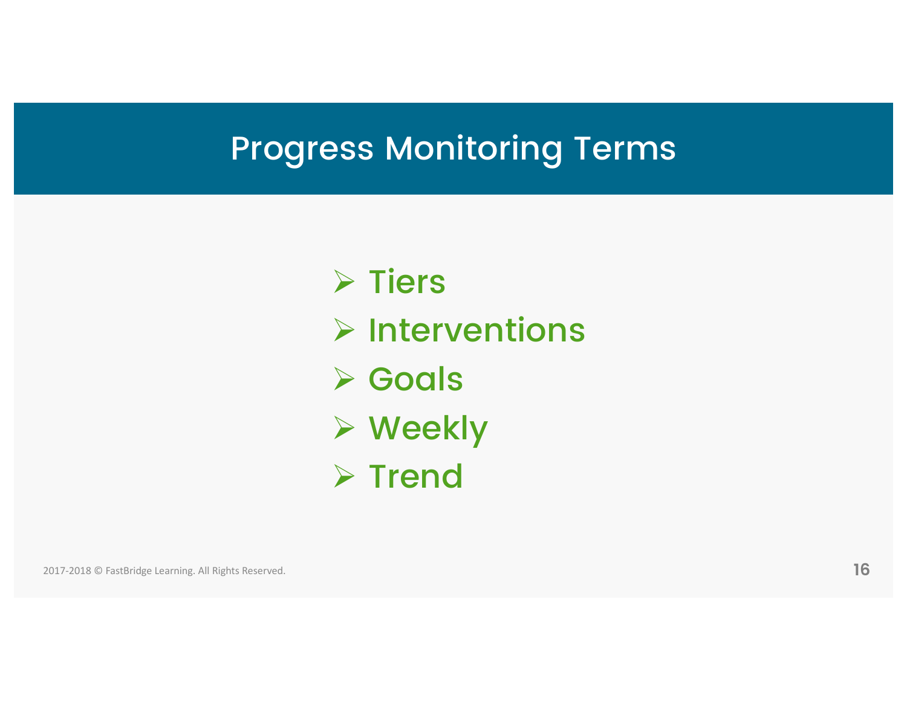# Progress Monitoring Terms

- Tiers
- Interventions
- Goals
- Weekly
- Trend

2017-2018 © FastBridge Learning. All Rights Reserved.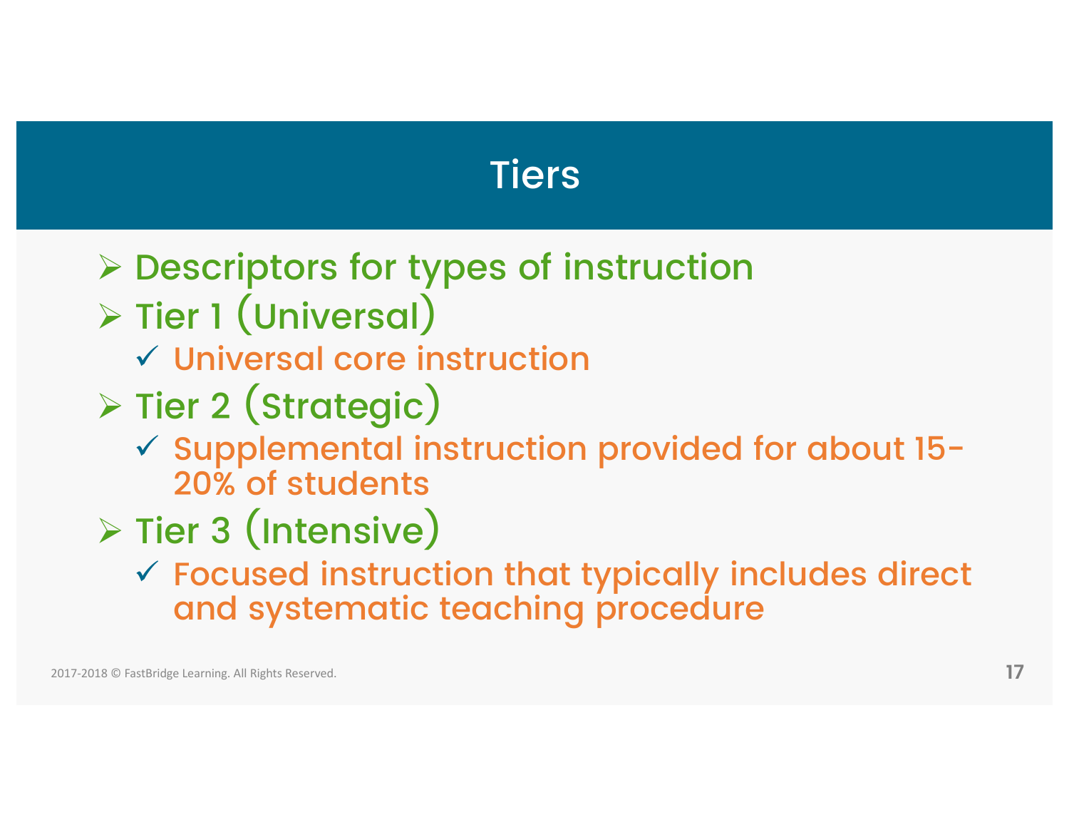# Tiers

- Descriptors for types of instruction
- Tier 1 (Universal)
  - Universal core instruction
- Tier 2 (Strategic)
  - Supplemental instruction provided for about 15-20% of students
- Tier 3 (Intensive)
  - Focused instruction that typically includes direct and systematic teaching procedure

2017-2018 © FastBridge Learning. All Rights Reserved.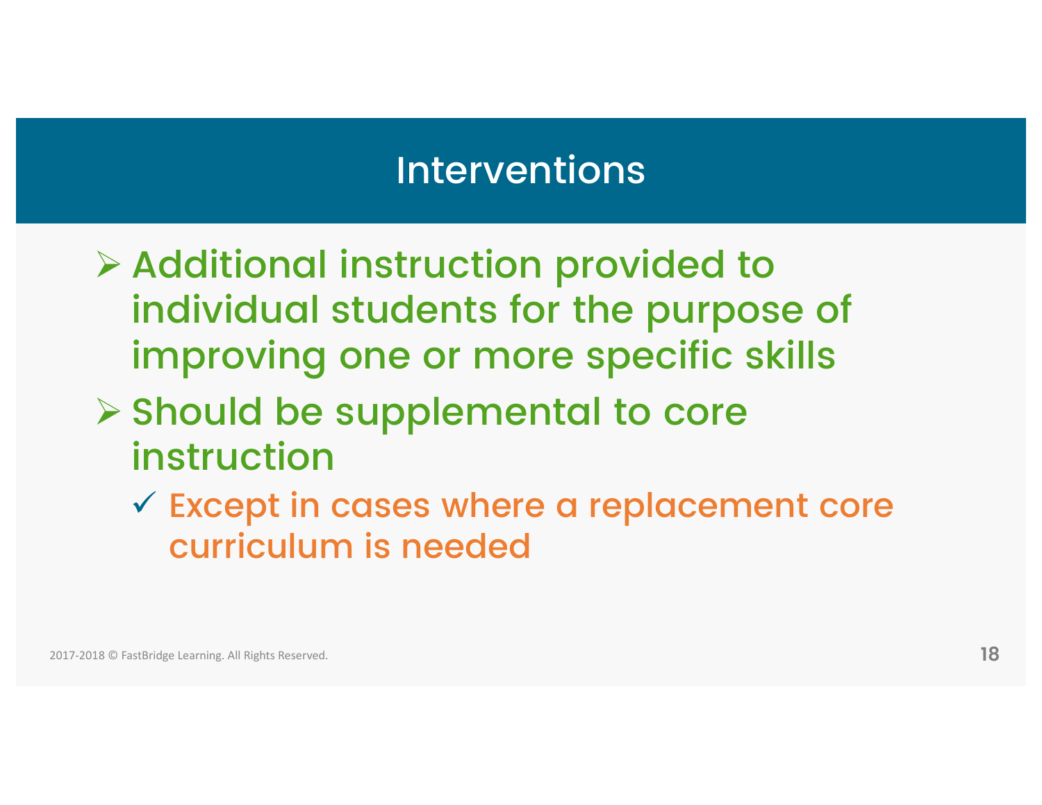# Interventions

- Additional instruction provided to individual students for the purpose of improving one or more specific skills
- Should be supplemental to core instruction
  - ✓ Except in cases where a replacement core curriculum is needed

2017-2018 © FastBridge Learning. All Rights Reserved.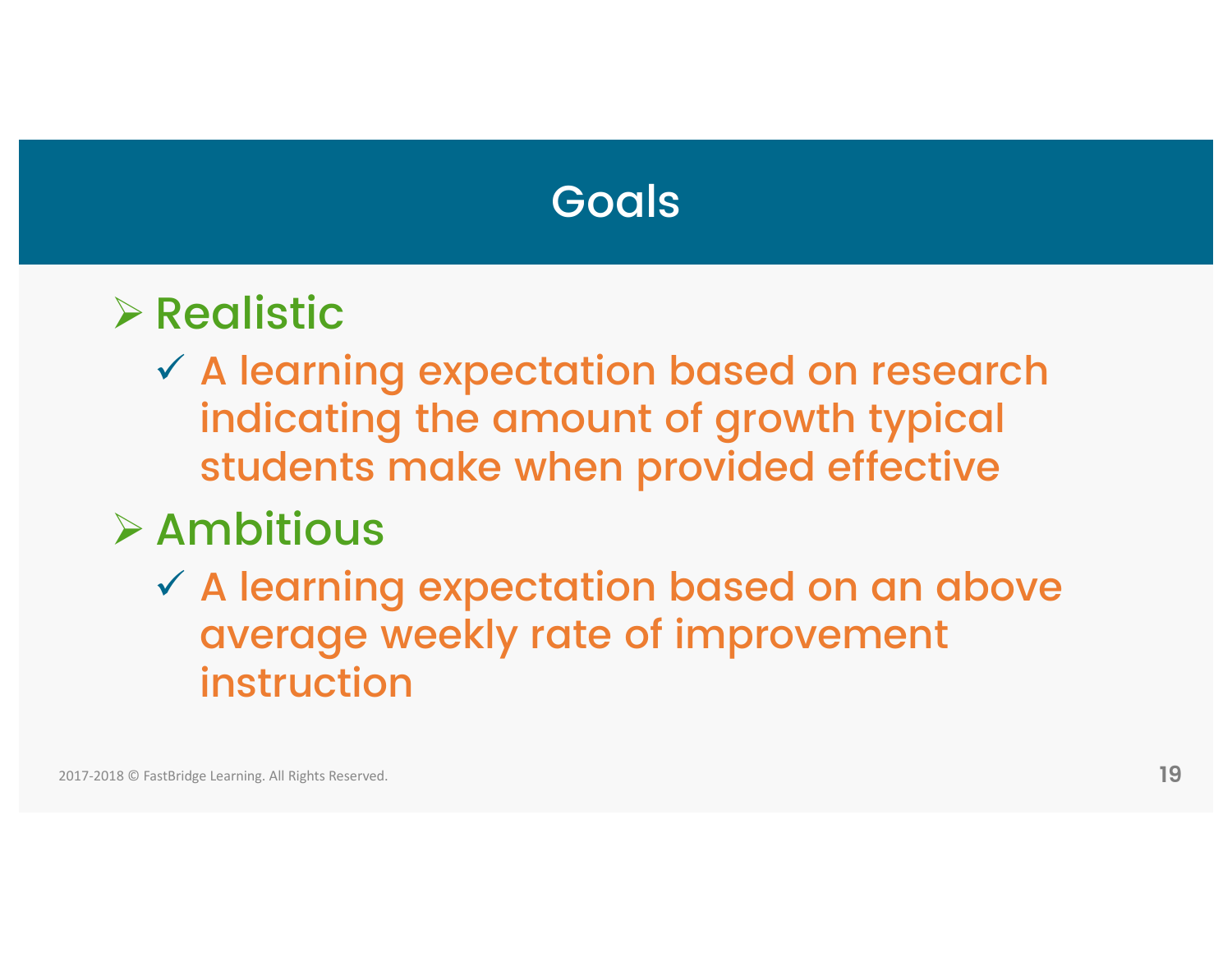# Goals

- Realistic
  - ✓ A learning expectation based on research indicating the amount of growth typical students make when provided effective
- Ambitious
  - ✓ A learning expectation based on an above average weekly rate of improvement instruction

2017-2018 © FastBridge Learning. All Rights Reserved.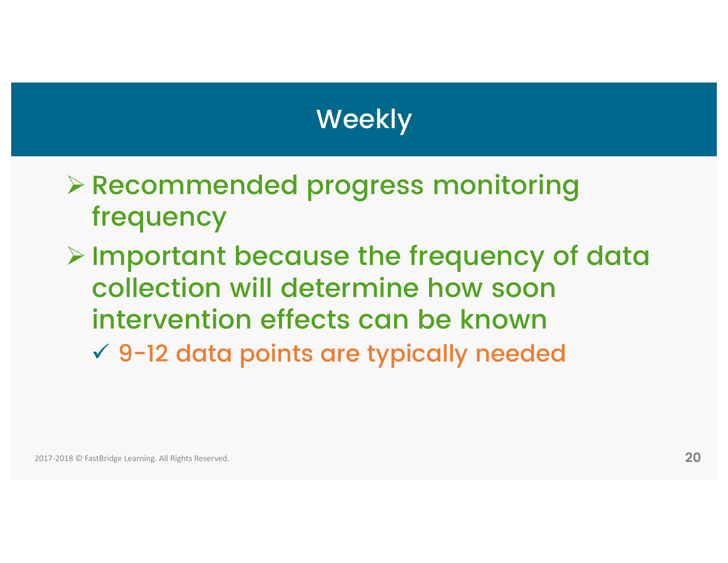# Weekly

- Recommended progress monitoring frequency
- Important because the frequency of data collection will determine how soon intervention effects can be known
  - ✓ 9-12 data points are typically needed

2017-2018 © FastBridge Learning. All Rights Reserved.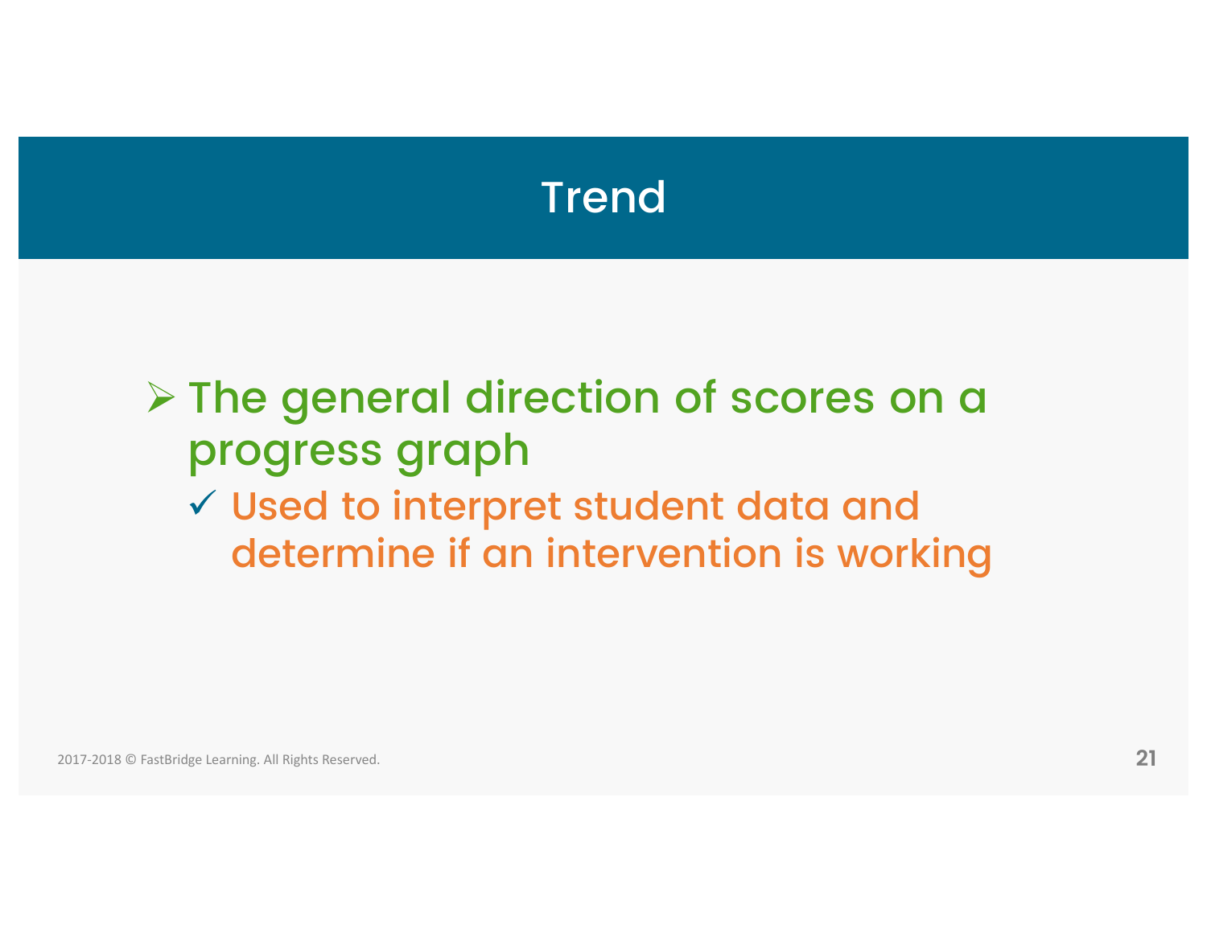# Trend

- The general direction of scores on a progress graph
  - ✓ Used to interpret student data and determine if an intervention is working

2017-2018 © FastBridge Learning. All Rights Reserved.